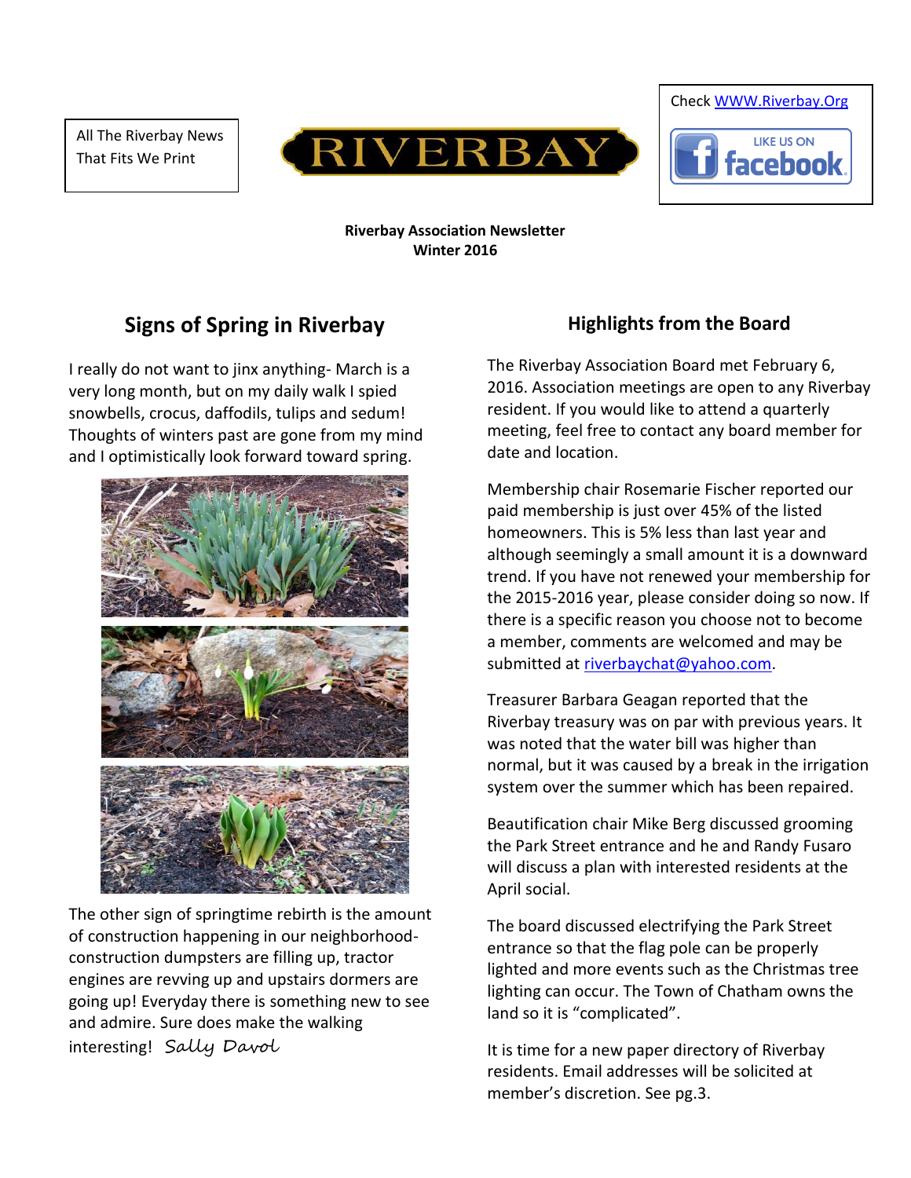All The Riverbay News That Fits We Print

RIVERBAY

Check [WWW.Riverbay.Org](http://WWW.Riverbay.Org)

LIKE US ON facebook

**Riverbay Association Newsletter**
**Winter 2016**

## Signs of Spring in Riverbay

I really do not want to jinx anything- March is a very long month, but on my daily walk I spied snowbells, crocus, daffodils, tulips and sedum! Thoughts of winters past are gone from my mind and I optimistically look forward toward spring.

The other sign of springtime rebirth is the amount of construction happening in our neighborhood- construction dumpsters are filling up, tractor engines are revving up and upstairs dormers are going up! Everyday there is something new to see and admire. Sure does make the walking interesting! *Sally Davol*

## Highlights from the Board

The Riverbay Association Board met February 6, 2016. Association meetings are open to any Riverbay resident. If you would like to attend a quarterly meeting, feel free to contact any board member for date and location.

Membership chair Rosemarie Fischer reported our paid membership is just over 45% of the listed homeowners. This is 5% less than last year and although seemingly a small amount it is a downward trend. If you have not renewed your membership for the 2015-2016 year, please consider doing so now. If there is a specific reason you choose not to become a member, comments are welcomed and may be submitted at [riverbaychat@yahoo.com](mailto:riverbaychat@yahoo.com).

Treasurer Barbara Geagan reported that the Riverbay treasury was on par with previous years. It was noted that the water bill was higher than normal, but it was caused by a break in the irrigation system over the summer which has been repaired.

Beautification chair Mike Berg discussed grooming the Park Street entrance and he and Randy Fusaro will discuss a plan with interested residents at the April social.

The board discussed electrifying the Park Street entrance so that the flag pole can be properly lighted and more events such as the Christmas tree lighting can occur. The Town of Chatham owns the land so it is "complicated".

It is time for a new paper directory of Riverbay residents. Email addresses will be solicited at member's discretion. See pg.3.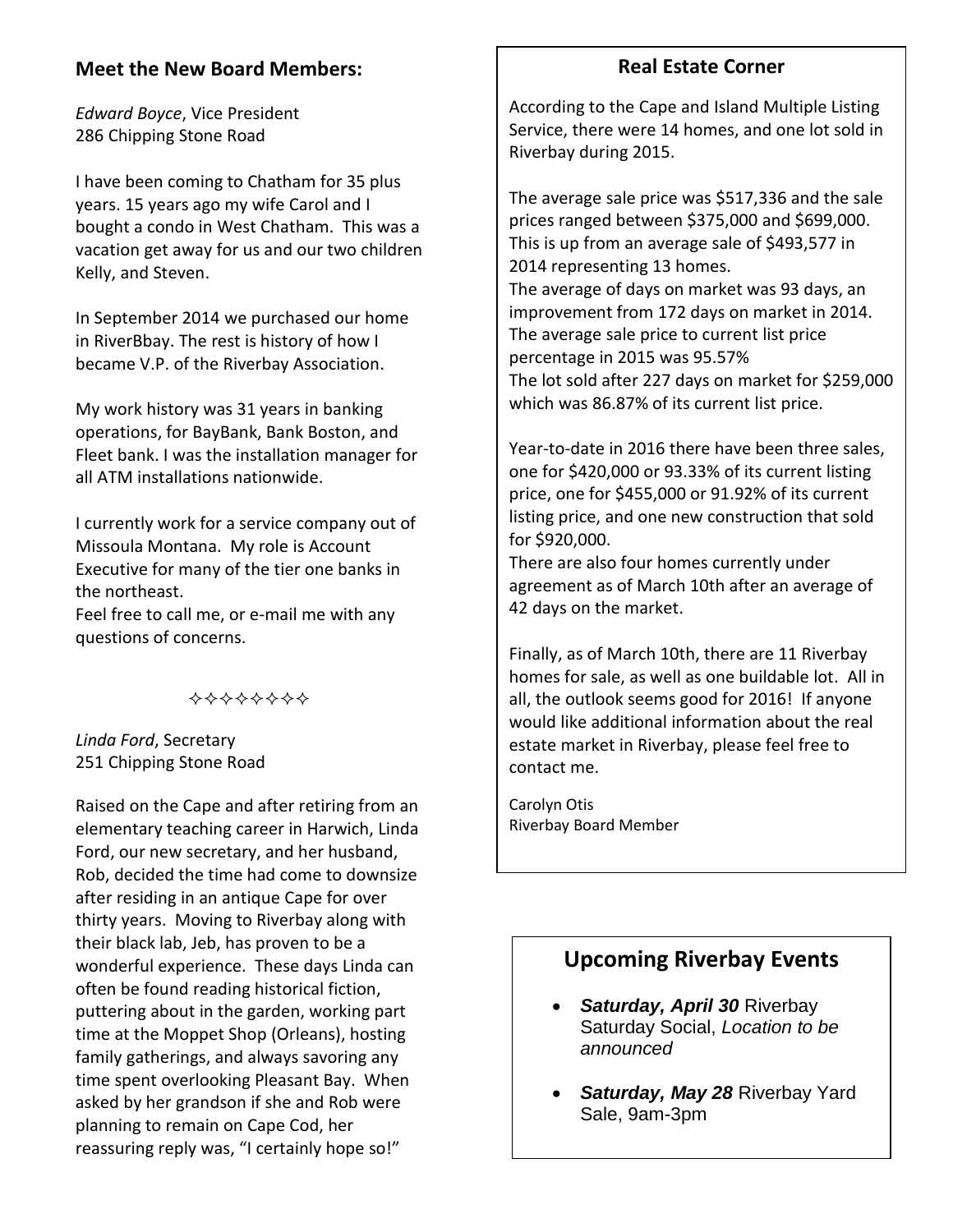## Meet the New Board Members:

*Edward Boyce*, Vice President
286 Chipping Stone Road

I have been coming to Chatham for 35 plus years. 15 years ago my wife Carol and I bought a condo in West Chatham. This was a vacation get away for us and our two children Kelly, and Steven.

In September 2014 we purchased our home in RiverBbay. The rest is history of how I became V.P. of the Riverbay Association.

My work history was 31 years in banking operations, for BayBank, Bank Boston, and Fleet bank. I was the installation manager for all ATM installations nationwide.

I currently work for a service company out of Missoula Montana. My role is Account Executive for many of the tier one banks in the northeast.
Feel free to call me, or e-mail me with any questions of concerns.

✧✧✧✧✧✧✧✧

*Linda Ford*, Secretary
251 Chipping Stone Road

Raised on the Cape and after retiring from an elementary teaching career in Harwich, Linda Ford, our new secretary, and her husband, Rob, decided the time had come to downsize after residing in an antique Cape for over thirty years. Moving to Riverbay along with their black lab, Jeb, has proven to be a wonderful experience. These days Linda can often be found reading historical fiction, puttering about in the garden, working part time at the Moppet Shop (Orleans), hosting family gatherings, and always savoring any time spent overlooking Pleasant Bay. When asked by her grandson if she and Rob were planning to remain on Cape Cod, her reassuring reply was, "I certainly hope so!"

## Real Estate Corner

According to the Cape and Island Multiple Listing Service, there were 14 homes, and one lot sold in Riverbay during 2015.

The average sale price was $517,336 and the sale prices ranged between $375,000 and $699,000. This is up from an average sale of $493,577 in 2014 representing 13 homes.
The average of days on market was 93 days, an improvement from 172 days on market in 2014.
The average sale price to current list price percentage in 2015 was 95.57%
The lot sold after 227 days on market for $259,000 which was 86.87% of its current list price.

Year-to-date in 2016 there have been three sales, one for $420,000 or 93.33% of its current listing price, one for $455,000 or 91.92% of its current listing price, and one new construction that sold for $920,000.
There are also four homes currently under agreement as of March 10th after an average of 42 days on the market.

Finally, as of March 10th, there are 11 Riverbay homes for sale, as well as one buildable lot. All in all, the outlook seems good for 2016! If anyone would like additional information about the real estate market in Riverbay, please feel free to contact me.

Carolyn Otis
Riverbay Board Member

## Upcoming Riverbay Events

- ***Saturday, April 30*** Riverbay Saturday Social, *Location to be announced*
- ***Saturday, May 28*** Riverbay Yard Sale, 9am-3pm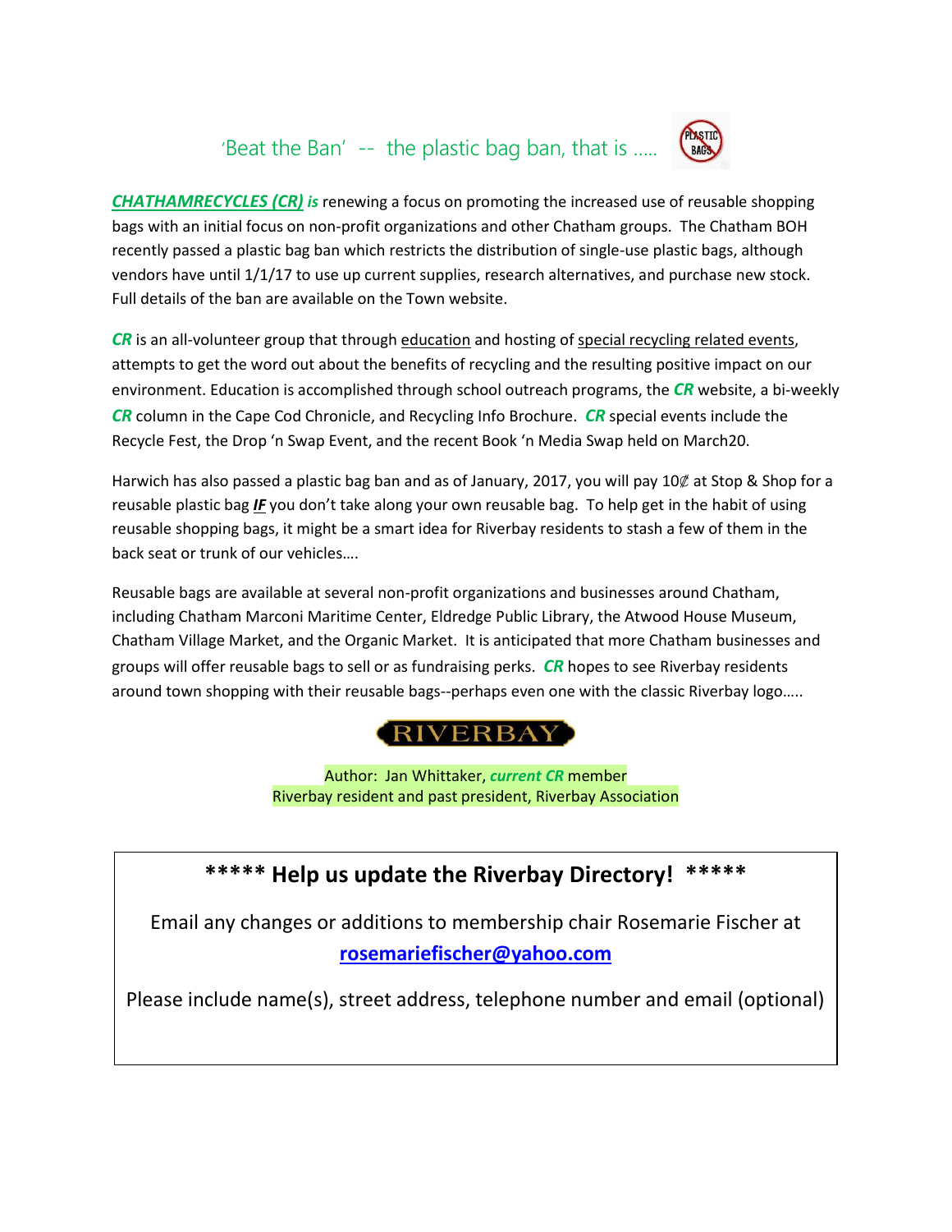## 'Beat the Ban' -- the plastic bag ban, that is .....

***CHATHAMRECYCLES (CR) is*** renewing a focus on promoting the increased use of reusable shopping bags with an initial focus on non-profit organizations and other Chatham groups. The Chatham BOH recently passed a plastic bag ban which restricts the distribution of single-use plastic bags, although vendors have until 1/1/17 to use up current supplies, research alternatives, and purchase new stock. Full details of the ban are available on the Town website.

***CR*** is an all-volunteer group that through education and hosting of special recycling related events, attempts to get the word out about the benefits of recycling and the resulting positive impact on our environment. Education is accomplished through school outreach programs, the ***CR*** website, a bi-weekly ***CR*** column in the Cape Cod Chronicle, and Recycling Info Brochure. ***CR*** special events include the Recycle Fest, the Drop 'n Swap Event, and the recent Book 'n Media Swap held on March20.

Harwich has also passed a plastic bag ban and as of January, 2017, you will pay 10₵ at Stop & Shop for a reusable plastic bag ***IF*** you don't take along your own reusable bag. To help get in the habit of using reusable shopping bags, it might be a smart idea for Riverbay residents to stash a few of them in the back seat or trunk of our vehicles….

Reusable bags are available at several non-profit organizations and businesses around Chatham, including Chatham Marconi Maritime Center, Eldredge Public Library, the Atwood House Museum, Chatham Village Market, and the Organic Market. It is anticipated that more Chatham businesses and groups will offer reusable bags to sell or as fundraising perks. ***CR*** hopes to see Riverbay residents around town shopping with their reusable bags--perhaps even one with the classic Riverbay logo…..

RIVERBAY

Author: Jan Whittaker, ***current CR*** member
Riverbay resident and past president, Riverbay Association

---

**\*\*\*\*\* Help us update the Riverbay Directory! \*\*\*\*\***

Email any changes or additions to membership chair Rosemarie Fischer at **rosemariefischer@yahoo.com**

Please include name(s), street address, telephone number and email (optional)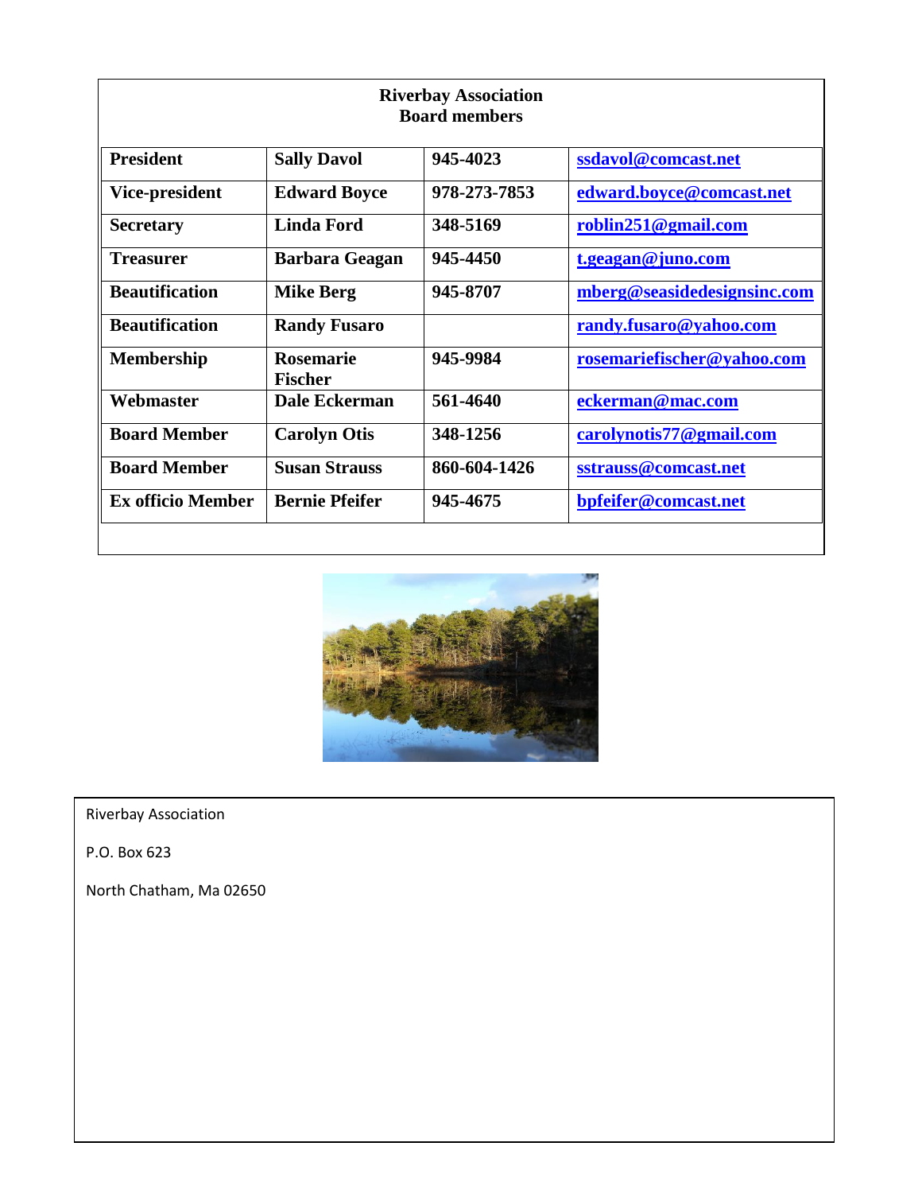**Riverbay Association**
**Board members**

| | | | |
|---|---|---|---|
| **President** | **Sally Davol** | **945-4023** | **ssdavol@comcast.net** |
| **Vice-president** | **Edward Boyce** | **978-273-7853** | **edward.boyce@comcast.net** |
| **Secretary** | **Linda Ford** | **348-5169** | **roblin251@gmail.com** |
| **Treasurer** | **Barbara Geagan** | **945-4450** | **t.geagan@juno.com** |
| **Beautification** | **Mike Berg** | **945-8707** | **mberg@seasidedesignsinc.com** |
| **Beautification** | **Randy Fusaro** | | **randy.fusaro@yahoo.com** |
| **Membership** | **Rosemarie Fischer** | **945-9984** | **rosemariefischer@yahoo.com** |
| **Webmaster** | **Dale Eckerman** | **561-4640** | **eckerman@mac.com** |
| **Board Member** | **Carolyn Otis** | **348-1256** | **carolynotis77@gmail.com** |
| **Board Member** | **Susan Strauss** | **860-604-1426** | **sstrauss@comcast.net** |
| **Ex officio Member** | **Bernie Pfeifer** | **945-4675** | **bpfeifer@comcast.net** |

Riverbay Association

P.O. Box 623

North Chatham, Ma 02650